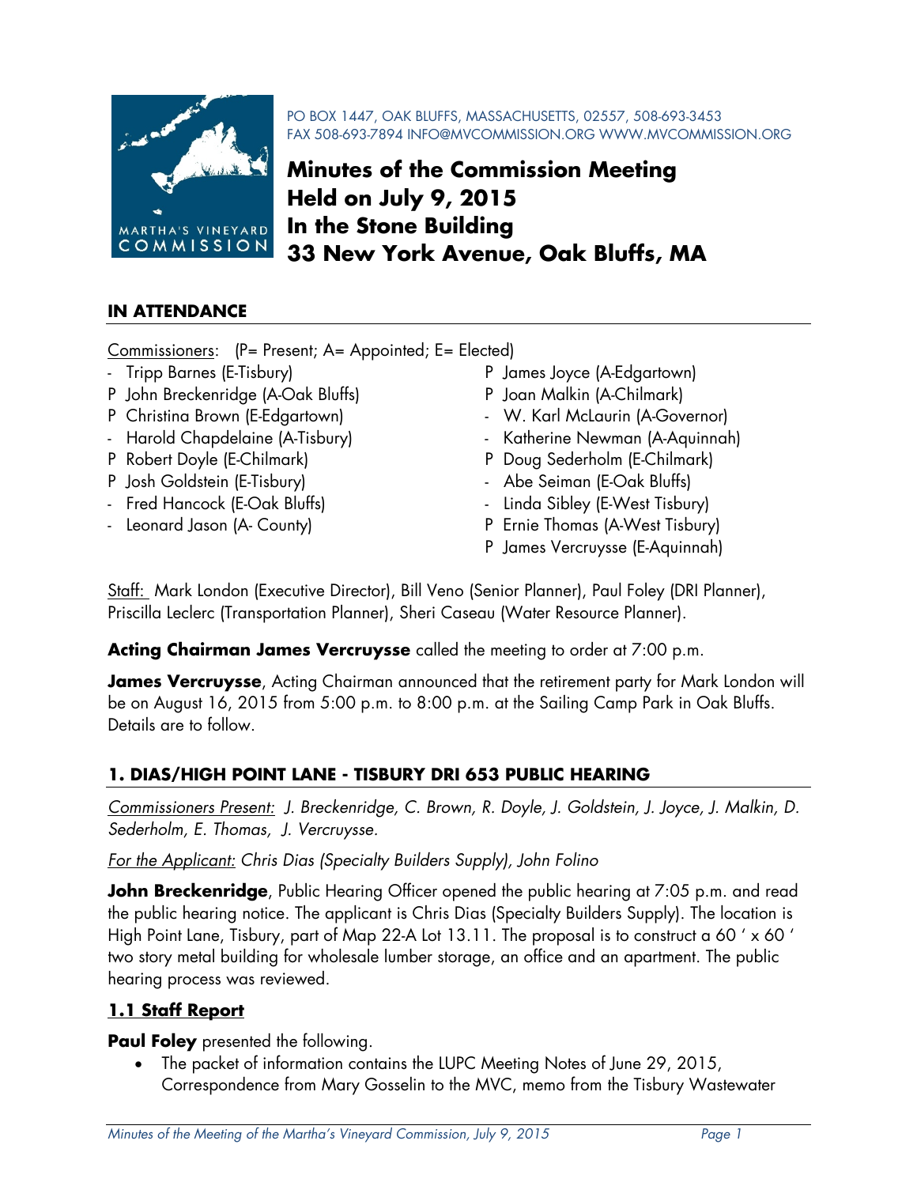PO BOX 1447, OAK BLUFFS, MASSACHUSETTS, 02557, 508-693-3453
FAX 508-693-7894 INFO@MVCOMMISSION.ORG WWW.MVCOMMISSION.ORG

# Minutes of the Commission Meeting Held on July 9, 2015 In the Stone Building 33 New York Avenue, Oak Bluffs, MA

## IN ATTENDANCE

Commissioners: (P= Present; A= Appointed; E= Elected)

- \- Tripp Barnes (E-Tisbury)
- P John Breckenridge (A-Oak Bluffs)
- P Christina Brown (E-Edgartown)
- \- Harold Chapdelaine (A-Tisbury)
- P Robert Doyle (E-Chilmark)
- P Josh Goldstein (E-Tisbury)
- \- Fred Hancock (E-Oak Bluffs)
- \- Leonard Jason (A- County)
- P James Joyce (A-Edgartown)
- P Joan Malkin (A-Chilmark)
- \- W. Karl McLaurin (A-Governor)
- \- Katherine Newman (A-Aquinnah)
- P Doug Sederholm (E-Chilmark)
- \- Abe Seiman (E-Oak Bluffs)
- \- Linda Sibley (E-West Tisbury)
- P Ernie Thomas (A-West Tisbury)
- P James Vercruysse (E-Aquinnah)

Staff: Mark London (Executive Director), Bill Veno (Senior Planner), Paul Foley (DRI Planner), Priscilla Leclerc (Transportation Planner), Sheri Caseau (Water Resource Planner).

**Acting Chairman James Vercruysse** called the meeting to order at 7:00 p.m.

**James Vercruysse**, Acting Chairman announced that the retirement party for Mark London will be on August 16, 2015 from 5:00 p.m. to 8:00 p.m. at the Sailing Camp Park in Oak Bluffs. Details are to follow.

## 1. DIAS/HIGH POINT LANE - TISBURY DRI 653 PUBLIC HEARING

*Commissioners Present: J. Breckenridge, C. Brown, R. Doyle, J. Goldstein, J. Joyce, J. Malkin, D. Sederholm, E. Thomas, J. Vercruysse.*

*For the Applicant: Chris Dias (Specialty Builders Supply), John Folino*

**John Breckenridge**, Public Hearing Officer opened the public hearing at 7:05 p.m. and read the public hearing notice. The applicant is Chris Dias (Specialty Builders Supply). The location is High Point Lane, Tisbury, part of Map 22-A Lot 13.11. The proposal is to construct a 60 ' x 60 ' two story metal building for wholesale lumber storage, an office and an apartment. The public hearing process was reviewed.

### 1.1 Staff Report

**Paul Foley** presented the following.

- The packet of information contains the LUPC Meeting Notes of June 29, 2015, Correspondence from Mary Gosselin to the MVC, memo from the Tisbury Wastewater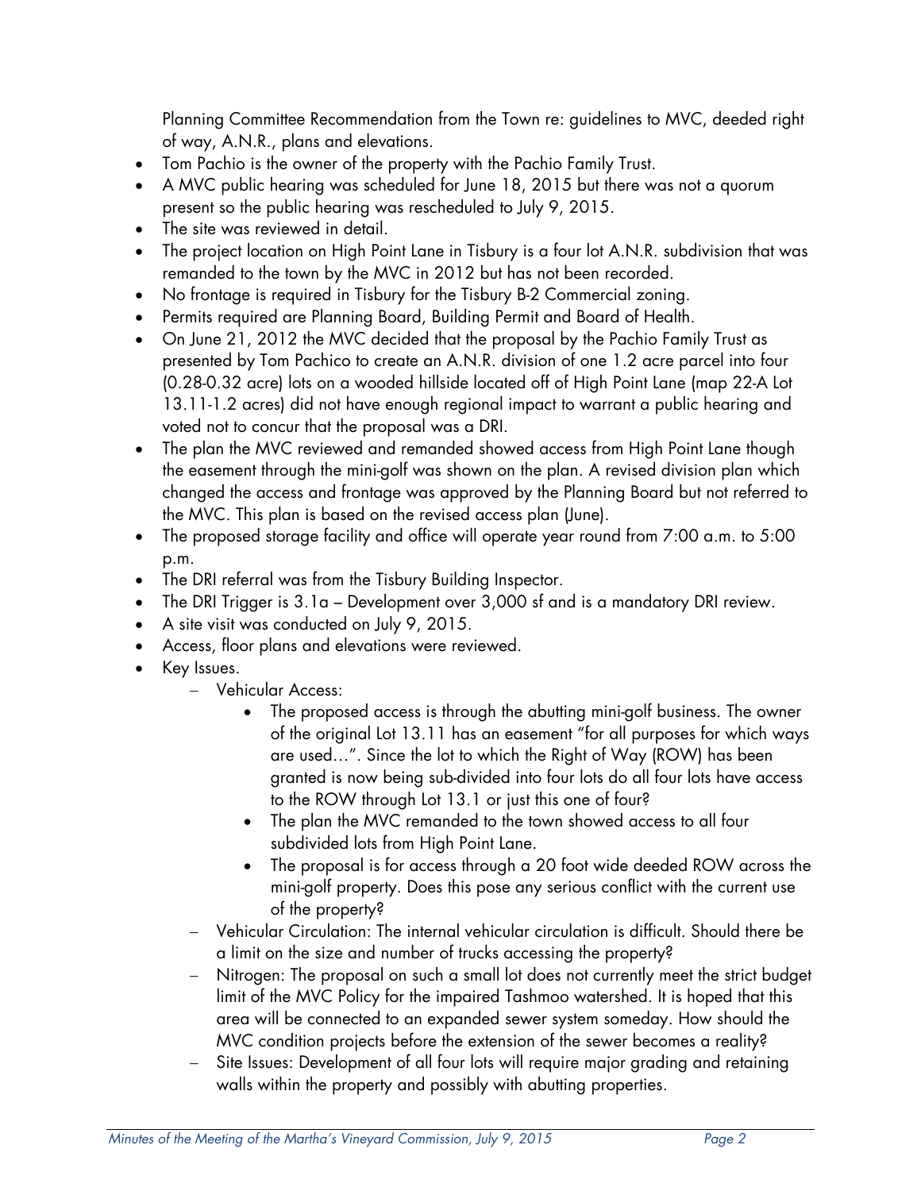Planning Committee Recommendation from the Town re: guidelines to MVC, deeded right of way, A.N.R., plans and elevations.

- Tom Pachio is the owner of the property with the Pachio Family Trust.
- A MVC public hearing was scheduled for June 18, 2015 but there was not a quorum present so the public hearing was rescheduled to July 9, 2015.
- The site was reviewed in detail.
- The project location on High Point Lane in Tisbury is a four lot A.N.R. subdivision that was remanded to the town by the MVC in 2012 but has not been recorded.
- No frontage is required in Tisbury for the Tisbury B-2 Commercial zoning.
- Permits required are Planning Board, Building Permit and Board of Health.
- On June 21, 2012 the MVC decided that the proposal by the Pachio Family Trust as presented by Tom Pachico to create an A.N.R. division of one 1.2 acre parcel into four (0.28-0.32 acre) lots on a wooded hillside located off of High Point Lane (map 22-A Lot 13.11-1.2 acres) did not have enough regional impact to warrant a public hearing and voted not to concur that the proposal was a DRI.
- The plan the MVC reviewed and remanded showed access from High Point Lane though the easement through the mini-golf was shown on the plan. A revised division plan which changed the access and frontage was approved by the Planning Board but not referred to the MVC. This plan is based on the revised access plan (June).
- The proposed storage facility and office will operate year round from 7:00 a.m. to 5:00 p.m.
- The DRI referral was from the Tisbury Building Inspector.
- The DRI Trigger is 3.1a – Development over 3,000 sf and is a mandatory DRI review.
- A site visit was conducted on July 9, 2015.
- Access, floor plans and elevations were reviewed.
- Key Issues.
  - Vehicular Access:
    - The proposed access is through the abutting mini-golf business. The owner of the original Lot 13.11 has an easement "for all purposes for which ways are used…". Since the lot to which the Right of Way (ROW) has been granted is now being sub-divided into four lots do all four lots have access to the ROW through Lot 13.1 or just this one of four?
    - The plan the MVC remanded to the town showed access to all four subdivided lots from High Point Lane.
    - The proposal is for access through a 20 foot wide deeded ROW across the mini-golf property. Does this pose any serious conflict with the current use of the property?
  - Vehicular Circulation: The internal vehicular circulation is difficult. Should there be a limit on the size and number of trucks accessing the property?
  - Nitrogen: The proposal on such a small lot does not currently meet the strict budget limit of the MVC Policy for the impaired Tashmoo watershed. It is hoped that this area will be connected to an expanded sewer system someday. How should the MVC condition projects before the extension of the sewer becomes a reality?
  - Site Issues: Development of all four lots will require major grading and retaining walls within the property and possibly with abutting properties.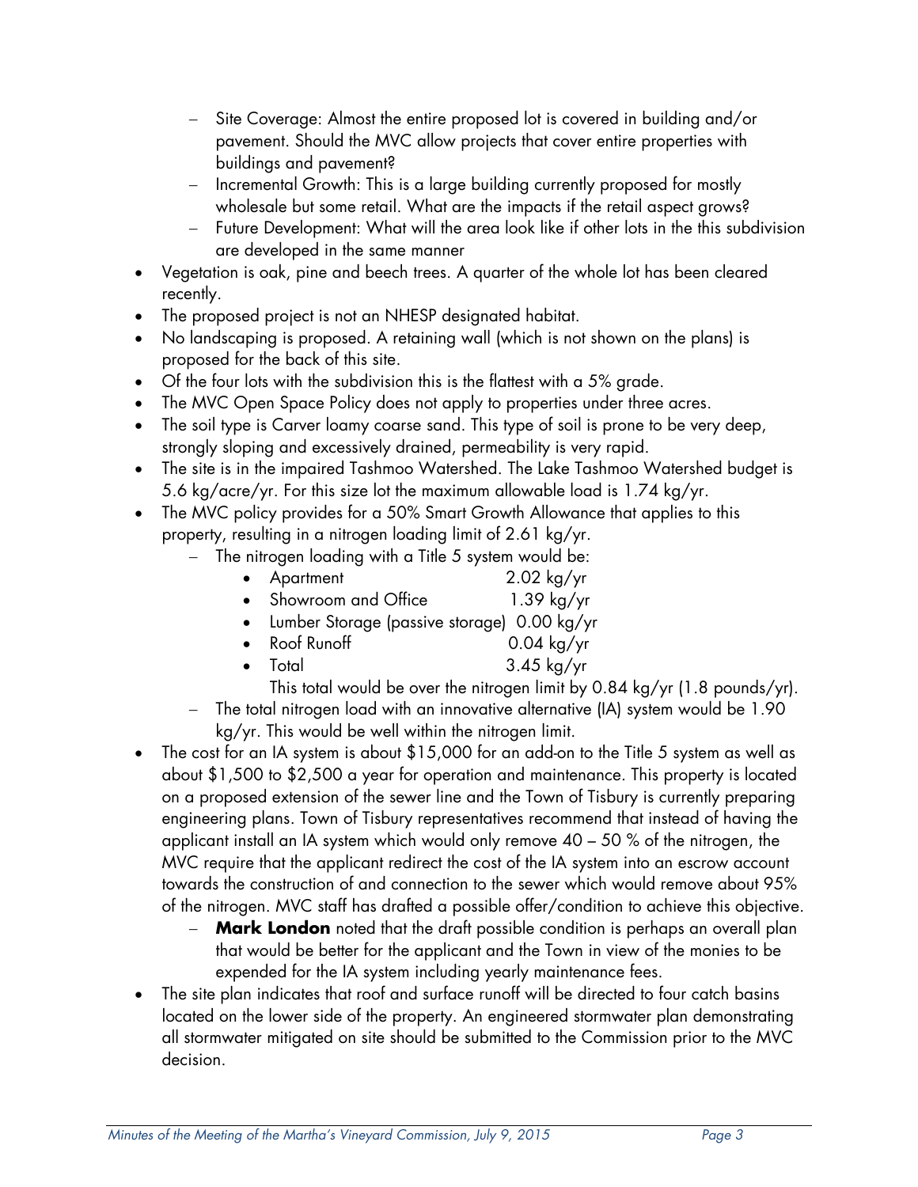- Site Coverage: Almost the entire proposed lot is covered in building and/or pavement. Should the MVC allow projects that cover entire properties with buildings and pavement?
  - Incremental Growth: This is a large building currently proposed for mostly wholesale but some retail. What are the impacts if the retail aspect grows?
  - Future Development: What will the area look like if other lots in the this subdivision are developed in the same manner
- Vegetation is oak, pine and beech trees. A quarter of the whole lot has been cleared recently.
- The proposed project is not an NHESP designated habitat.
- No landscaping is proposed. A retaining wall (which is not shown on the plans) is proposed for the back of this site.
- Of the four lots with the subdivision this is the flattest with a 5% grade.
- The MVC Open Space Policy does not apply to properties under three acres.
- The soil type is Carver loamy coarse sand. This type of soil is prone to be very deep, strongly sloping and excessively drained, permeability is very rapid.
- The site is in the impaired Tashmoo Watershed. The Lake Tashmoo Watershed budget is 5.6 kg/acre/yr. For this size lot the maximum allowable load is 1.74 kg/yr.
- The MVC policy provides for a 50% Smart Growth Allowance that applies to this property, resulting in a nitrogen loading limit of 2.61 kg/yr.
  - The nitrogen loading with a Title 5 system would be:
    - Apartment 2.02 kg/yr
    - Showroom and Office 1.39 kg/yr
    - Lumber Storage (passive storage) 0.00 kg/yr
    - Roof Runoff 0.04 kg/yr
    - Total 3.45 kg/yr

    This total would be over the nitrogen limit by 0.84 kg/yr (1.8 pounds/yr).
  - The total nitrogen load with an innovative alternative (IA) system would be 1.90 kg/yr. This would be well within the nitrogen limit.
- The cost for an IA system is about $15,000 for an add-on to the Title 5 system as well as about $1,500 to $2,500 a year for operation and maintenance. This property is located on a proposed extension of the sewer line and the Town of Tisbury is currently preparing engineering plans. Town of Tisbury representatives recommend that instead of having the applicant install an IA system which would only remove 40 – 50 % of the nitrogen, the MVC require that the applicant redirect the cost of the IA system into an escrow account towards the construction of and connection to the sewer which would remove about 95% of the nitrogen. MVC staff has drafted a possible offer/condition to achieve this objective.
  - **Mark London** noted that the draft possible condition is perhaps an overall plan that would be better for the applicant and the Town in view of the monies to be expended for the IA system including yearly maintenance fees.
- The site plan indicates that roof and surface runoff will be directed to four catch basins located on the lower side of the property. An engineered stormwater plan demonstrating all stormwater mitigated on site should be submitted to the Commission prior to the MVC decision.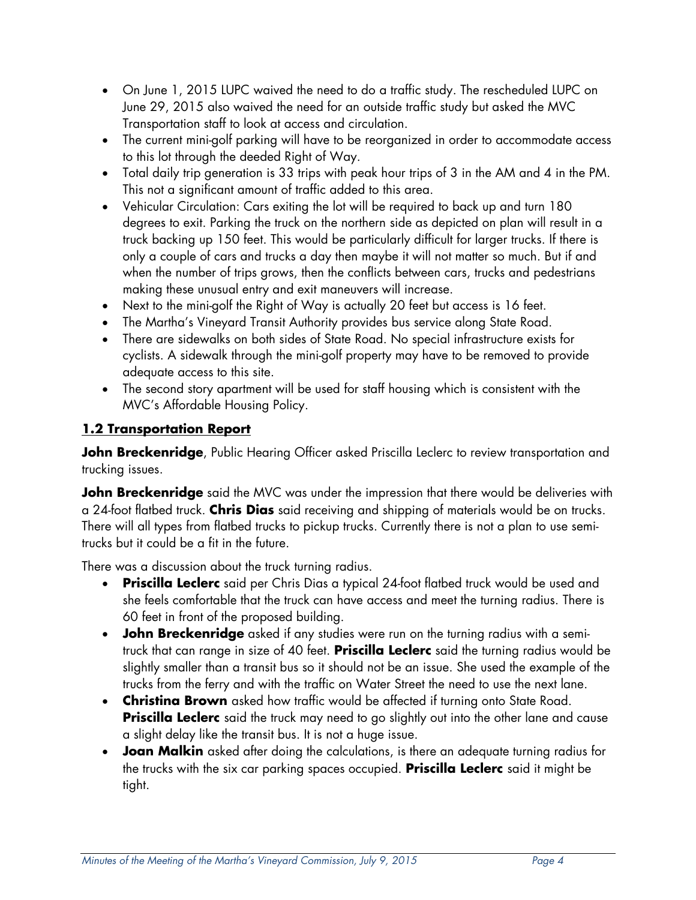- On June 1, 2015 LUPC waived the need to do a traffic study. The rescheduled LUPC on June 29, 2015 also waived the need for an outside traffic study but asked the MVC Transportation staff to look at access and circulation.
- The current mini-golf parking will have to be reorganized in order to accommodate access to this lot through the deeded Right of Way.
- Total daily trip generation is 33 trips with peak hour trips of 3 in the AM and 4 in the PM. This not a significant amount of traffic added to this area.
- Vehicular Circulation: Cars exiting the lot will be required to back up and turn 180 degrees to exit. Parking the truck on the northern side as depicted on plan will result in a truck backing up 150 feet. This would be particularly difficult for larger trucks. If there is only a couple of cars and trucks a day then maybe it will not matter so much. But if and when the number of trips grows, then the conflicts between cars, trucks and pedestrians making these unusual entry and exit maneuvers will increase.
- Next to the mini-golf the Right of Way is actually 20 feet but access is 16 feet.
- The Martha's Vineyard Transit Authority provides bus service along State Road.
- There are sidewalks on both sides of State Road. No special infrastructure exists for cyclists. A sidewalk through the mini-golf property may have to be removed to provide adequate access to this site.
- The second story apartment will be used for staff housing which is consistent with the MVC's Affordable Housing Policy.

## **1.2 Transportation Report**

**John Breckenridge**, Public Hearing Officer asked Priscilla Leclerc to review transportation and trucking issues.

**John Breckenridge** said the MVC was under the impression that there would be deliveries with a 24-foot flatbed truck. **Chris Dias** said receiving and shipping of materials would be on trucks. There will all types from flatbed trucks to pickup trucks. Currently there is not a plan to use semi-trucks but it could be a fit in the future.

There was a discussion about the truck turning radius.

- **Priscilla Leclerc** said per Chris Dias a typical 24-foot flatbed truck would be used and she feels comfortable that the truck can have access and meet the turning radius. There is 60 feet in front of the proposed building.
- **John Breckenridge** asked if any studies were run on the turning radius with a semi-truck that can range in size of 40 feet. **Priscilla Leclerc** said the turning radius would be slightly smaller than a transit bus so it should not be an issue. She used the example of the trucks from the ferry and with the traffic on Water Street the need to use the next lane.
- **Christina Brown** asked how traffic would be affected if turning onto State Road. **Priscilla Leclerc** said the truck may need to go slightly out into the other lane and cause a slight delay like the transit bus. It is not a huge issue.
- **Joan Malkin** asked after doing the calculations, is there an adequate turning radius for the trucks with the six car parking spaces occupied. **Priscilla Leclerc** said it might be tight.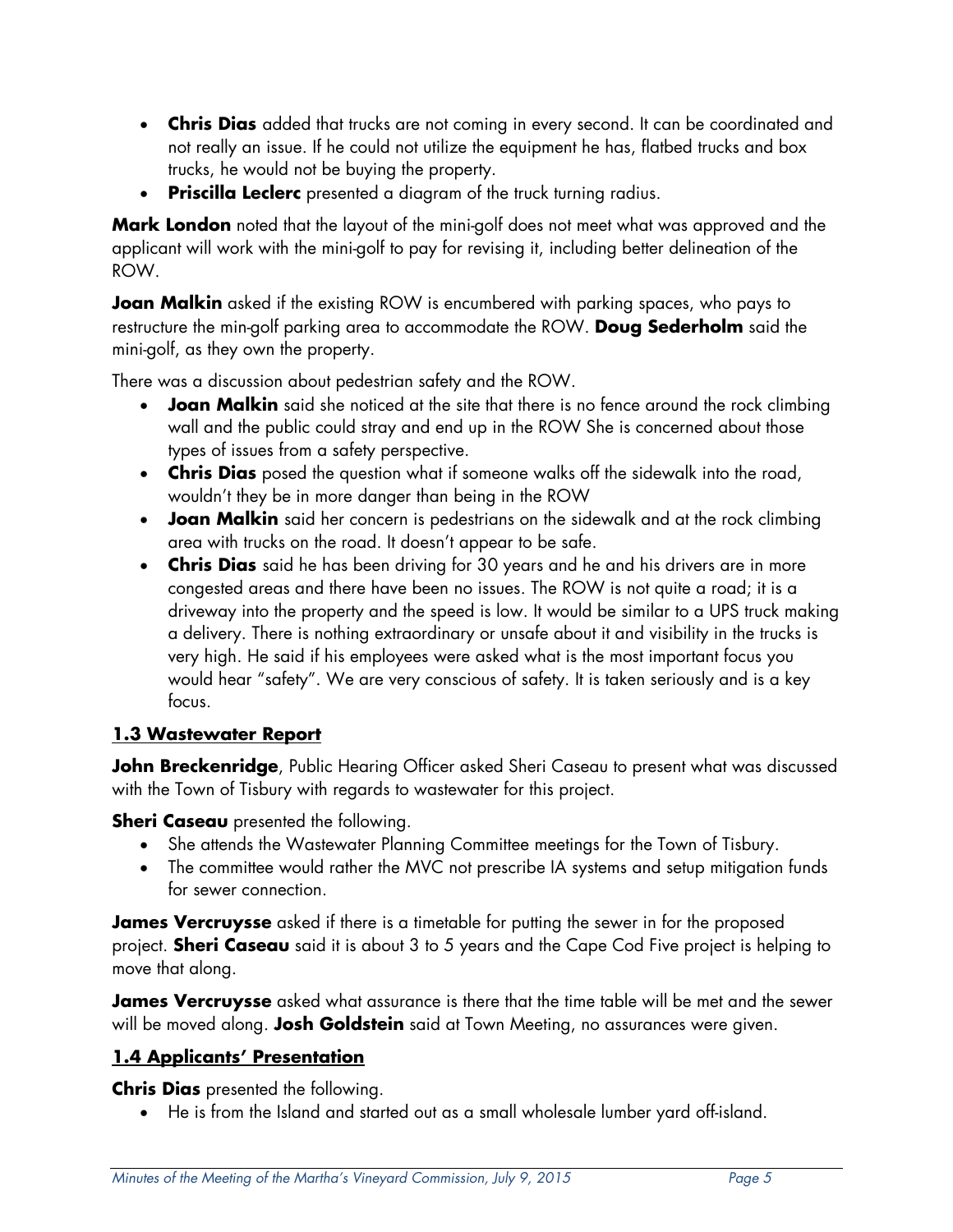- **Chris Dias** added that trucks are not coming in every second. It can be coordinated and not really an issue. If he could not utilize the equipment he has, flatbed trucks and box trucks, he would not be buying the property.
- **Priscilla Leclerc** presented a diagram of the truck turning radius.

**Mark London** noted that the layout of the mini-golf does not meet what was approved and the applicant will work with the mini-golf to pay for revising it, including better delineation of the ROW.

**Joan Malkin** asked if the existing ROW is encumbered with parking spaces, who pays to restructure the min-golf parking area to accommodate the ROW. **Doug Sederholm** said the mini-golf, as they own the property.

There was a discussion about pedestrian safety and the ROW.

- **Joan Malkin** said she noticed at the site that there is no fence around the rock climbing wall and the public could stray and end up in the ROW She is concerned about those types of issues from a safety perspective.
- **Chris Dias** posed the question what if someone walks off the sidewalk into the road, wouldn't they be in more danger than being in the ROW
- **Joan Malkin** said her concern is pedestrians on the sidewalk and at the rock climbing area with trucks on the road. It doesn't appear to be safe.
- **Chris Dias** said he has been driving for 30 years and he and his drivers are in more congested areas and there have been no issues. The ROW is not quite a road; it is a driveway into the property and the speed is low. It would be similar to a UPS truck making a delivery. There is nothing extraordinary or unsafe about it and visibility in the trucks is very high. He said if his employees were asked what is the most important focus you would hear "safety". We are very conscious of safety. It is taken seriously and is a key focus.

## 1.3 Wastewater Report

**John Breckenridge**, Public Hearing Officer asked Sheri Caseau to present what was discussed with the Town of Tisbury with regards to wastewater for this project.

**Sheri Caseau** presented the following.

- She attends the Wastewater Planning Committee meetings for the Town of Tisbury.
- The committee would rather the MVC not prescribe IA systems and setup mitigation funds for sewer connection.

**James Vercruysse** asked if there is a timetable for putting the sewer in for the proposed project. **Sheri Caseau** said it is about 3 to 5 years and the Cape Cod Five project is helping to move that along.

**James Vercruysse** asked what assurance is there that the time table will be met and the sewer will be moved along. **Josh Goldstein** said at Town Meeting, no assurances were given.

## 1.4 Applicants' Presentation

**Chris Dias** presented the following.

- He is from the Island and started out as a small wholesale lumber yard off-island.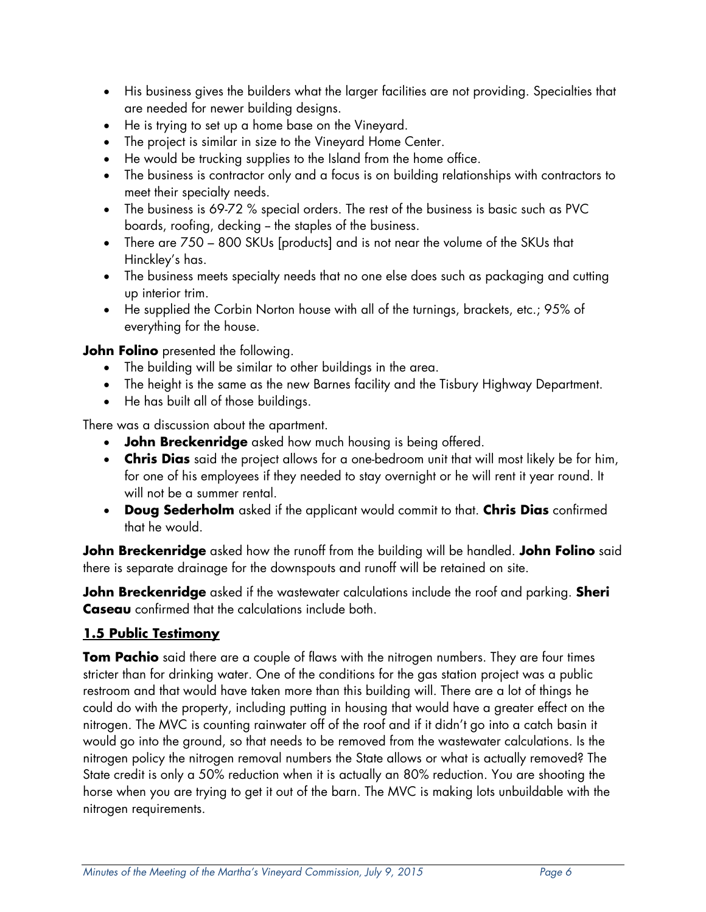- His business gives the builders what the larger facilities are not providing. Specialties that are needed for newer building designs.
- He is trying to set up a home base on the Vineyard.
- The project is similar in size to the Vineyard Home Center.
- He would be trucking supplies to the Island from the home office.
- The business is contractor only and a focus is on building relationships with contractors to meet their specialty needs.
- The business is 69-72 % special orders. The rest of the business is basic such as PVC boards, roofing, decking – the staples of the business.
- There are 750 – 800 SKUs [products] and is not near the volume of the SKUs that Hinckley's has.
- The business meets specialty needs that no one else does such as packaging and cutting up interior trim.
- He supplied the Corbin Norton house with all of the turnings, brackets, etc.; 95% of everything for the house.

**John Folino** presented the following.

- The building will be similar to other buildings in the area.
- The height is the same as the new Barnes facility and the Tisbury Highway Department.
- He has built all of those buildings.

There was a discussion about the apartment.

- **John Breckenridge** asked how much housing is being offered.
- **Chris Dias** said the project allows for a one-bedroom unit that will most likely be for him, for one of his employees if they needed to stay overnight or he will rent it year round. It will not be a summer rental.
- **Doug Sederholm** asked if the applicant would commit to that. **Chris Dias** confirmed that he would.

**John Breckenridge** asked how the runoff from the building will be handled. **John Folino** said there is separate drainage for the downspouts and runoff will be retained on site.

**John Breckenridge** asked if the wastewater calculations include the roof and parking. **Sheri Caseau** confirmed that the calculations include both.

## 1.5 Public Testimony

**Tom Pachio** said there are a couple of flaws with the nitrogen numbers. They are four times stricter than for drinking water. One of the conditions for the gas station project was a public restroom and that would have taken more than this building will. There are a lot of things he could do with the property, including putting in housing that would have a greater effect on the nitrogen. The MVC is counting rainwater off of the roof and if it didn't go into a catch basin it would go into the ground, so that needs to be removed from the wastewater calculations. Is the nitrogen policy the nitrogen removal numbers the State allows or what is actually removed? The State credit is only a 50% reduction when it is actually an 80% reduction. You are shooting the horse when you are trying to get it out of the barn. The MVC is making lots unbuildable with the nitrogen requirements.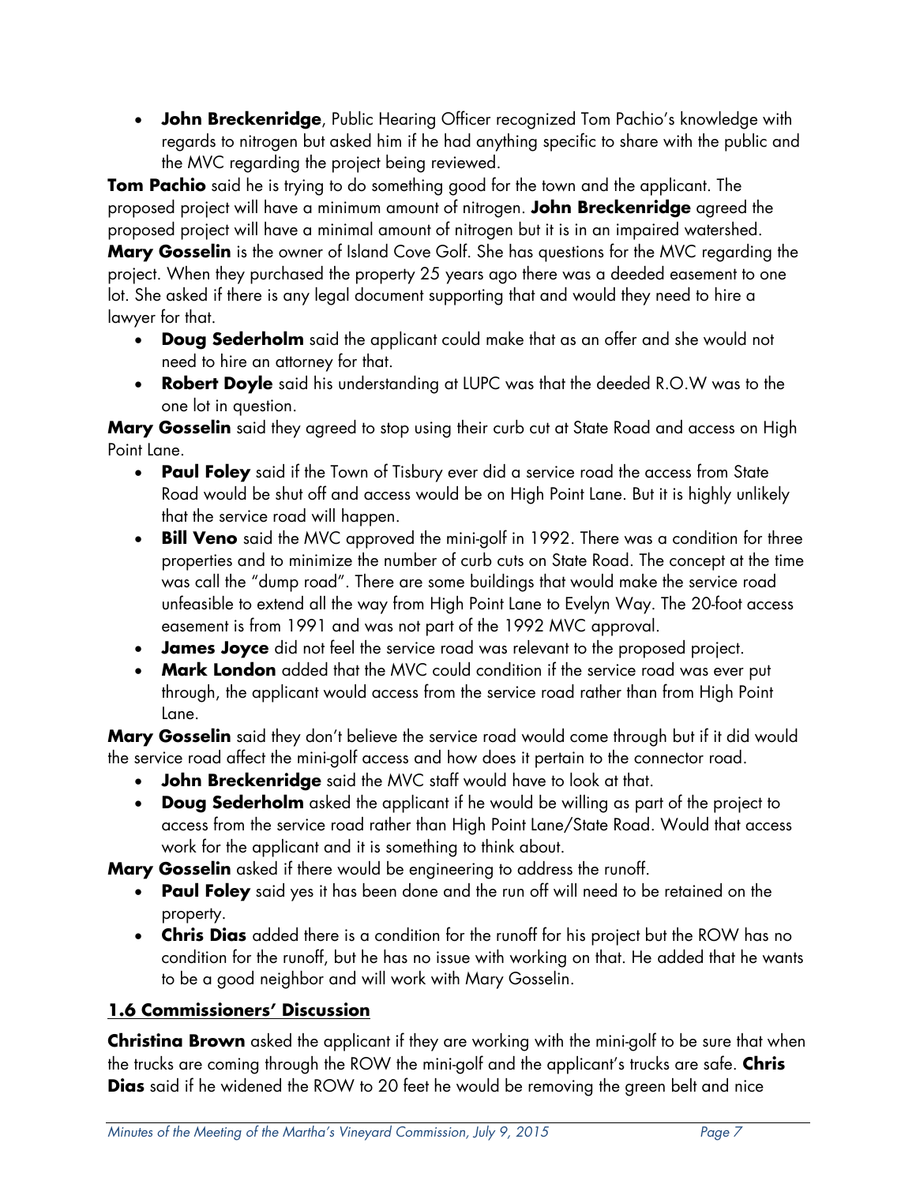- **John Breckenridge**, Public Hearing Officer recognized Tom Pachio's knowledge with regards to nitrogen but asked him if he had anything specific to share with the public and the MVC regarding the project being reviewed.

**Tom Pachio** said he is trying to do something good for the town and the applicant. The proposed project will have a minimum amount of nitrogen. **John Breckenridge** agreed the proposed project will have a minimal amount of nitrogen but it is in an impaired watershed.

**Mary Gosselin** is the owner of Island Cove Golf. She has questions for the MVC regarding the project. When they purchased the property 25 years ago there was a deeded easement to one lot. She asked if there is any legal document supporting that and would they need to hire a lawyer for that.

- **Doug Sederholm** said the applicant could make that as an offer and she would not need to hire an attorney for that.
- **Robert Doyle** said his understanding at LUPC was that the deeded R.O.W was to the one lot in question.

**Mary Gosselin** said they agreed to stop using their curb cut at State Road and access on High Point Lane.

- **Paul Foley** said if the Town of Tisbury ever did a service road the access from State Road would be shut off and access would be on High Point Lane. But it is highly unlikely that the service road will happen.
- **Bill Veno** said the MVC approved the mini-golf in 1992. There was a condition for three properties and to minimize the number of curb cuts on State Road. The concept at the time was call the "dump road". There are some buildings that would make the service road unfeasible to extend all the way from High Point Lane to Evelyn Way. The 20-foot access easement is from 1991 and was not part of the 1992 MVC approval.
- **James Joyce** did not feel the service road was relevant to the proposed project.
- **Mark London** added that the MVC could condition if the service road was ever put through, the applicant would access from the service road rather than from High Point Lane.

**Mary Gosselin** said they don't believe the service road would come through but if it did would the service road affect the mini-golf access and how does it pertain to the connector road.

- **John Breckenridge** said the MVC staff would have to look at that.
- **Doug Sederholm** asked the applicant if he would be willing as part of the project to access from the service road rather than High Point Lane/State Road. Would that access work for the applicant and it is something to think about.

**Mary Gosselin** asked if there would be engineering to address the runoff.

- **Paul Foley** said yes it has been done and the run off will need to be retained on the property.
- **Chris Dias** added there is a condition for the runoff for his project but the ROW has no condition for the runoff, but he has no issue with working on that. He added that he wants to be a good neighbor and will work with Mary Gosselin.

## 1.6 Commissioners' Discussion

**Christina Brown** asked the applicant if they are working with the mini-golf to be sure that when the trucks are coming through the ROW the mini-golf and the applicant's trucks are safe. **Chris Dias** said if he widened the ROW to 20 feet he would be removing the green belt and nice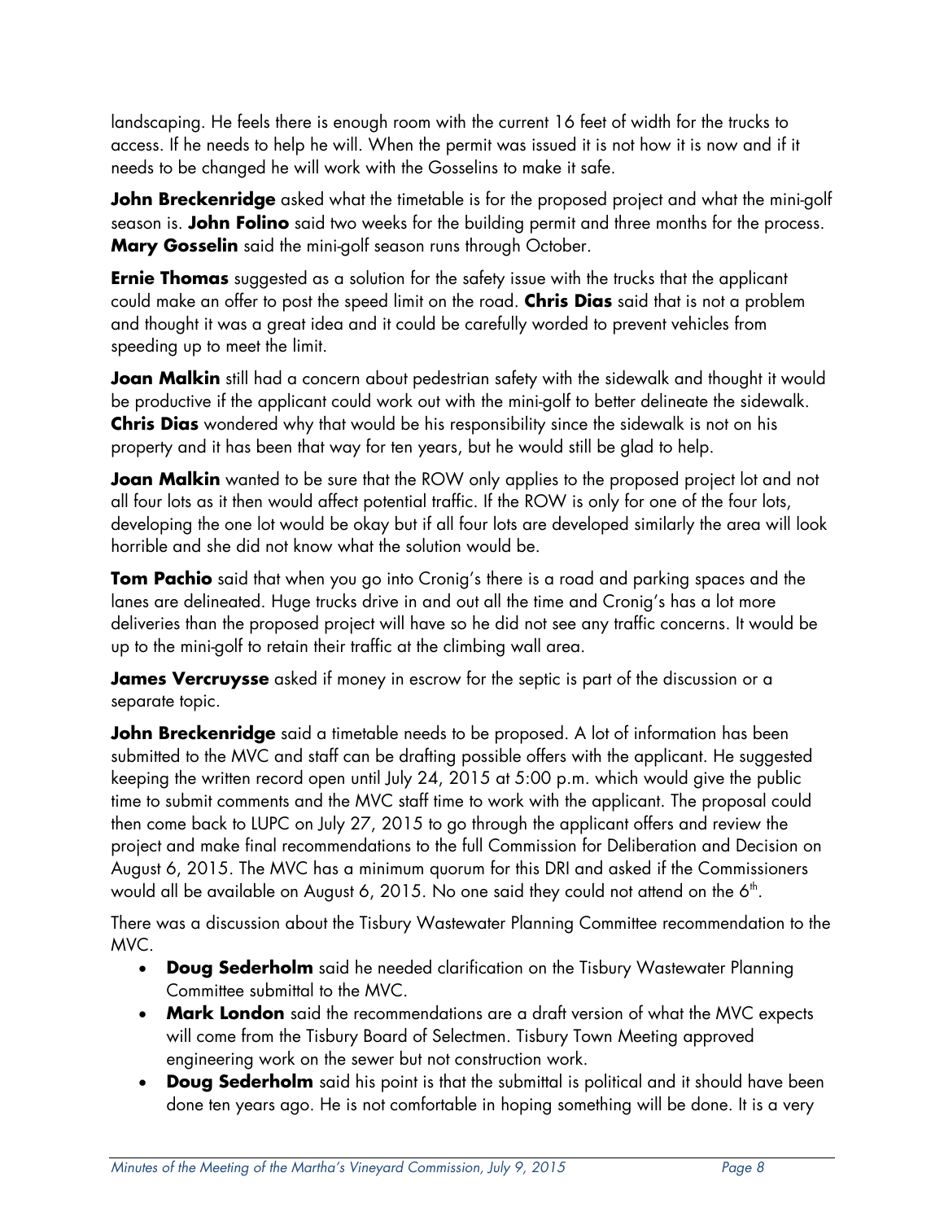landscaping. He feels there is enough room with the current 16 feet of width for the trucks to access. If he needs to help he will. When the permit was issued it is not how it is now and if it needs to be changed he will work with the Gosselins to make it safe.

**John Breckenridge** asked what the timetable is for the proposed project and what the mini-golf season is. **John Folino** said two weeks for the building permit and three months for the process. **Mary Gosselin** said the mini-golf season runs through October.

**Ernie Thomas** suggested as a solution for the safety issue with the trucks that the applicant could make an offer to post the speed limit on the road. **Chris Dias** said that is not a problem and thought it was a great idea and it could be carefully worded to prevent vehicles from speeding up to meet the limit.

**Joan Malkin** still had a concern about pedestrian safety with the sidewalk and thought it would be productive if the applicant could work out with the mini-golf to better delineate the sidewalk. **Chris Dias** wondered why that would be his responsibility since the sidewalk is not on his property and it has been that way for ten years, but he would still be glad to help.

**Joan Malkin** wanted to be sure that the ROW only applies to the proposed project lot and not all four lots as it then would affect potential traffic. If the ROW is only for one of the four lots, developing the one lot would be okay but if all four lots are developed similarly the area will look horrible and she did not know what the solution would be.

**Tom Pachio** said that when you go into Cronig's there is a road and parking spaces and the lanes are delineated. Huge trucks drive in and out all the time and Cronig's has a lot more deliveries than the proposed project will have so he did not see any traffic concerns. It would be up to the mini-golf to retain their traffic at the climbing wall area.

**James Vercruysse** asked if money in escrow for the septic is part of the discussion or a separate topic.

**John Breckenridge** said a timetable needs to be proposed. A lot of information has been submitted to the MVC and staff can be drafting possible offers with the applicant. He suggested keeping the written record open until July 24, 2015 at 5:00 p.m. which would give the public time to submit comments and the MVC staff time to work with the applicant. The proposal could then come back to LUPC on July 27, 2015 to go through the applicant offers and review the project and make final recommendations to the full Commission for Deliberation and Decision on August 6, 2015. The MVC has a minimum quorum for this DRI and asked if the Commissioners would all be available on August 6, 2015. No one said they could not attend on the 6th.

There was a discussion about the Tisbury Wastewater Planning Committee recommendation to the MVC.

- **Doug Sederholm** said he needed clarification on the Tisbury Wastewater Planning Committee submittal to the MVC.
- **Mark London** said the recommendations are a draft version of what the MVC expects will come from the Tisbury Board of Selectmen. Tisbury Town Meeting approved engineering work on the sewer but not construction work.
- **Doug Sederholm** said his point is that the submittal is political and it should have been done ten years ago. He is not comfortable in hoping something will be done. It is a very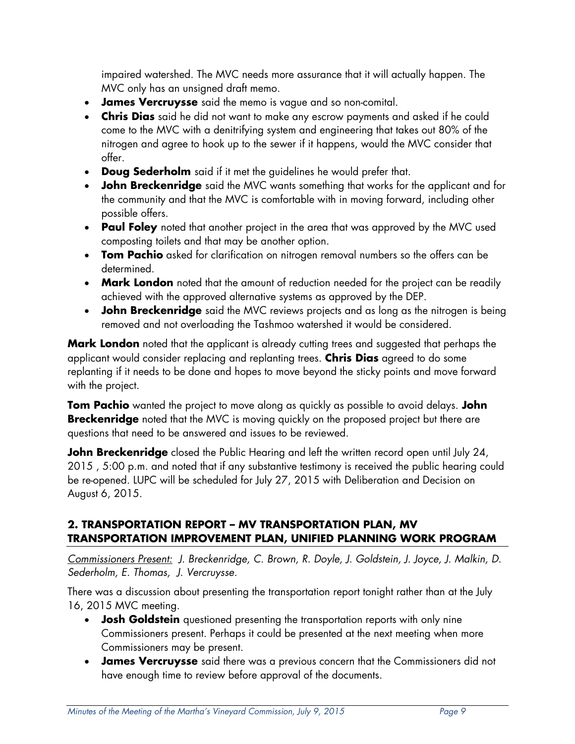impaired watershed. The MVC needs more assurance that it will actually happen. The MVC only has an unsigned draft memo.

- **James Vercruysse** said the memo is vague and so non-comital.
- **Chris Dias** said he did not want to make any escrow payments and asked if he could come to the MVC with a denitrifying system and engineering that takes out 80% of the nitrogen and agree to hook up to the sewer if it happens, would the MVC consider that offer.
- **Doug Sederholm** said if it met the guidelines he would prefer that.
- **John Breckenridge** said the MVC wants something that works for the applicant and for the community and that the MVC is comfortable with in moving forward, including other possible offers.
- **Paul Foley** noted that another project in the area that was approved by the MVC used composting toilets and that may be another option.
- **Tom Pachio** asked for clarification on nitrogen removal numbers so the offers can be determined.
- **Mark London** noted that the amount of reduction needed for the project can be readily achieved with the approved alternative systems as approved by the DEP.
- **John Breckenridge** said the MVC reviews projects and as long as the nitrogen is being removed and not overloading the Tashmoo watershed it would be considered.

**Mark London** noted that the applicant is already cutting trees and suggested that perhaps the applicant would consider replacing and replanting trees. **Chris Dias** agreed to do some replanting if it needs to be done and hopes to move beyond the sticky points and move forward with the project.

**Tom Pachio** wanted the project to move along as quickly as possible to avoid delays. **John Breckenridge** noted that the MVC is moving quickly on the proposed project but there are questions that need to be answered and issues to be reviewed.

**John Breckenridge** closed the Public Hearing and left the written record open until July 24, 2015 , 5:00 p.m. and noted that if any substantive testimony is received the public hearing could be re-opened. LUPC will be scheduled for July 27, 2015 with Deliberation and Decision on August 6, 2015.

## 2. TRANSPORTATION REPORT – MV TRANSPORTATION PLAN, MV TRANSPORTATION IMPROVEMENT PLAN, UNIFIED PLANNING WORK PROGRAM

*Commissioners Present: J. Breckenridge, C. Brown, R. Doyle, J. Goldstein, J. Joyce, J. Malkin, D. Sederholm, E. Thomas, J. Vercruysse.*

There was a discussion about presenting the transportation report tonight rather than at the July 16, 2015 MVC meeting.

- **Josh Goldstein** questioned presenting the transportation reports with only nine Commissioners present. Perhaps it could be presented at the next meeting when more Commissioners may be present.
- **James Vercruysse** said there was a previous concern that the Commissioners did not have enough time to review before approval of the documents.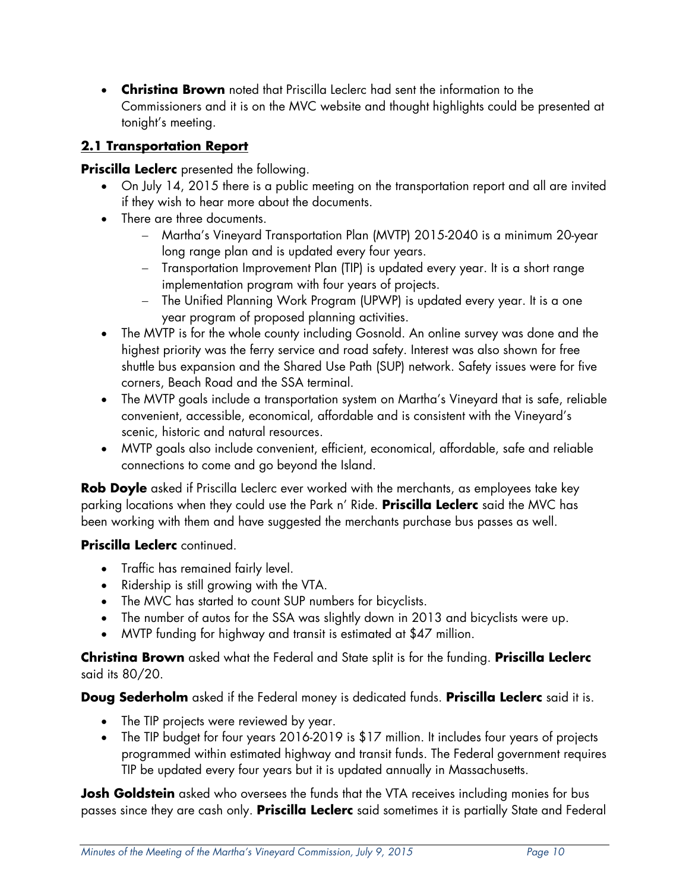- **Christina Brown** noted that Priscilla Leclerc had sent the information to the Commissioners and it is on the MVC website and thought highlights could be presented at tonight's meeting.

## 2.1 Transportation Report

**Priscilla Leclerc** presented the following.

- On July 14, 2015 there is a public meeting on the transportation report and all are invited if they wish to hear more about the documents.
- There are three documents.
  - Martha's Vineyard Transportation Plan (MVTP) 2015-2040 is a minimum 20-year long range plan and is updated every four years.
  - Transportation Improvement Plan (TIP) is updated every year. It is a short range implementation program with four years of projects.
  - The Unified Planning Work Program (UPWP) is updated every year. It is a one year program of proposed planning activities.
- The MVTP is for the whole county including Gosnold. An online survey was done and the highest priority was the ferry service and road safety. Interest was also shown for free shuttle bus expansion and the Shared Use Path (SUP) network. Safety issues were for five corners, Beach Road and the SSA terminal.
- The MVTP goals include a transportation system on Martha's Vineyard that is safe, reliable convenient, accessible, economical, affordable and is consistent with the Vineyard's scenic, historic and natural resources.
- MVTP goals also include convenient, efficient, economical, affordable, safe and reliable connections to come and go beyond the Island.

**Rob Doyle** asked if Priscilla Leclerc ever worked with the merchants, as employees take key parking locations when they could use the Park n' Ride. **Priscilla Leclerc** said the MVC has been working with them and have suggested the merchants purchase bus passes as well.

**Priscilla Leclerc** continued.

- Traffic has remained fairly level.
- Ridership is still growing with the VTA.
- The MVC has started to count SUP numbers for bicyclists.
- The number of autos for the SSA was slightly down in 2013 and bicyclists were up.
- MVTP funding for highway and transit is estimated at $47 million.

**Christina Brown** asked what the Federal and State split is for the funding. **Priscilla Leclerc** said its 80/20.

**Doug Sederholm** asked if the Federal money is dedicated funds. **Priscilla Leclerc** said it is.

- The TIP projects were reviewed by year.
- The TIP budget for four years 2016-2019 is $17 million. It includes four years of projects programmed within estimated highway and transit funds. The Federal government requires TIP be updated every four years but it is updated annually in Massachusetts.

**Josh Goldstein** asked who oversees the funds that the VTA receives including monies for bus passes since they are cash only. **Priscilla Leclerc** said sometimes it is partially State and Federal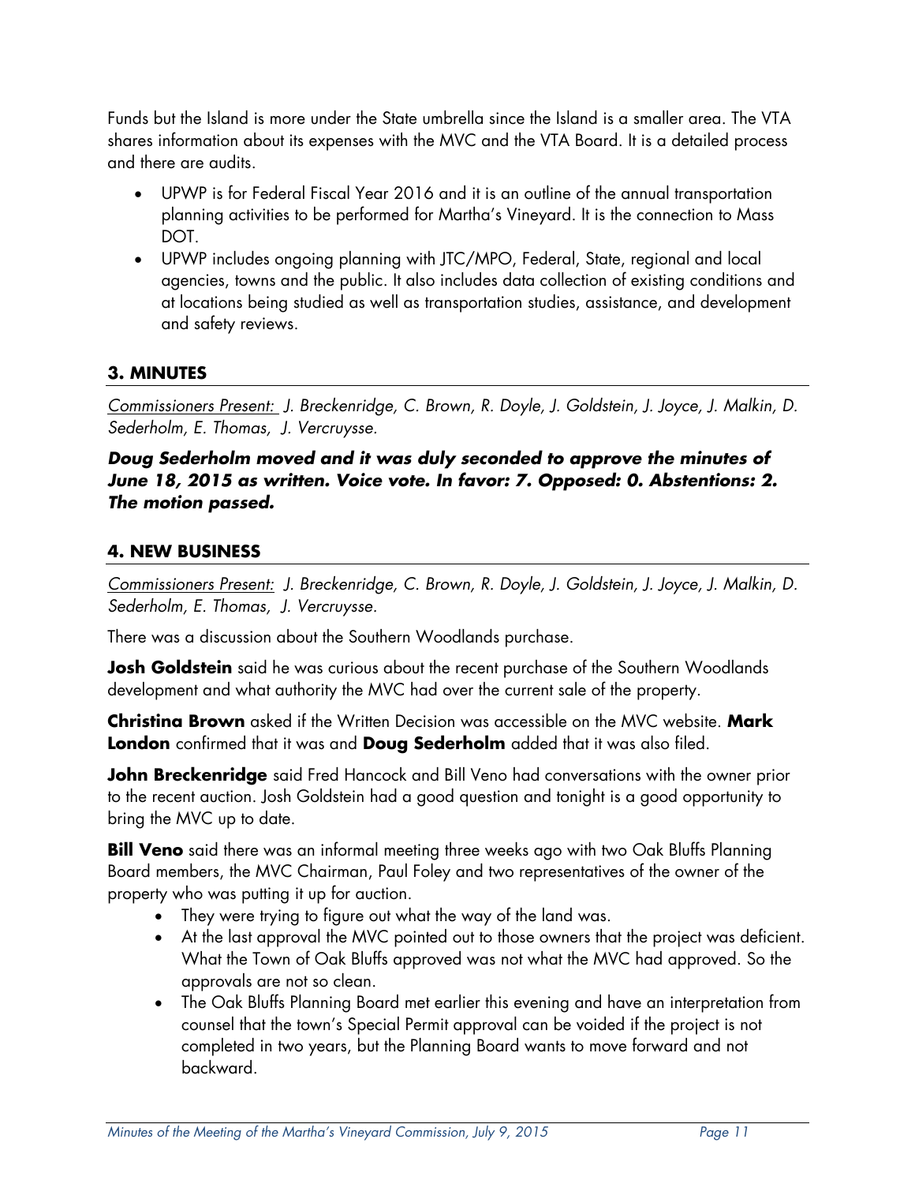Funds but the Island is more under the State umbrella since the Island is a smaller area. The VTA shares information about its expenses with the MVC and the VTA Board. It is a detailed process and there are audits.

- UPWP is for Federal Fiscal Year 2016 and it is an outline of the annual transportation planning activities to be performed for Martha's Vineyard. It is the connection to Mass DOT.
- UPWP includes ongoing planning with JTC/MPO, Federal, State, regional and local agencies, towns and the public. It also includes data collection of existing conditions and at locations being studied as well as transportation studies, assistance, and development and safety reviews.

## 3. MINUTES

*Commissioners Present: J. Breckenridge, C. Brown, R. Doyle, J. Goldstein, J. Joyce, J. Malkin, D. Sederholm, E. Thomas, J. Vercruysse.*

***Doug Sederholm moved and it was duly seconded to approve the minutes of June 18, 2015 as written. Voice vote. In favor: 7. Opposed: 0. Abstentions: 2. The motion passed.***

## 4. NEW BUSINESS

*Commissioners Present: J. Breckenridge, C. Brown, R. Doyle, J. Goldstein, J. Joyce, J. Malkin, D. Sederholm, E. Thomas, J. Vercruysse.*

There was a discussion about the Southern Woodlands purchase.

**Josh Goldstein** said he was curious about the recent purchase of the Southern Woodlands development and what authority the MVC had over the current sale of the property.

**Christina Brown** asked if the Written Decision was accessible on the MVC website. **Mark London** confirmed that it was and **Doug Sederholm** added that it was also filed.

**John Breckenridge** said Fred Hancock and Bill Veno had conversations with the owner prior to the recent auction. Josh Goldstein had a good question and tonight is a good opportunity to bring the MVC up to date.

**Bill Veno** said there was an informal meeting three weeks ago with two Oak Bluffs Planning Board members, the MVC Chairman, Paul Foley and two representatives of the owner of the property who was putting it up for auction.

- They were trying to figure out what the way of the land was.
- At the last approval the MVC pointed out to those owners that the project was deficient. What the Town of Oak Bluffs approved was not what the MVC had approved. So the approvals are not so clean.
- The Oak Bluffs Planning Board met earlier this evening and have an interpretation from counsel that the town's Special Permit approval can be voided if the project is not completed in two years, but the Planning Board wants to move forward and not backward.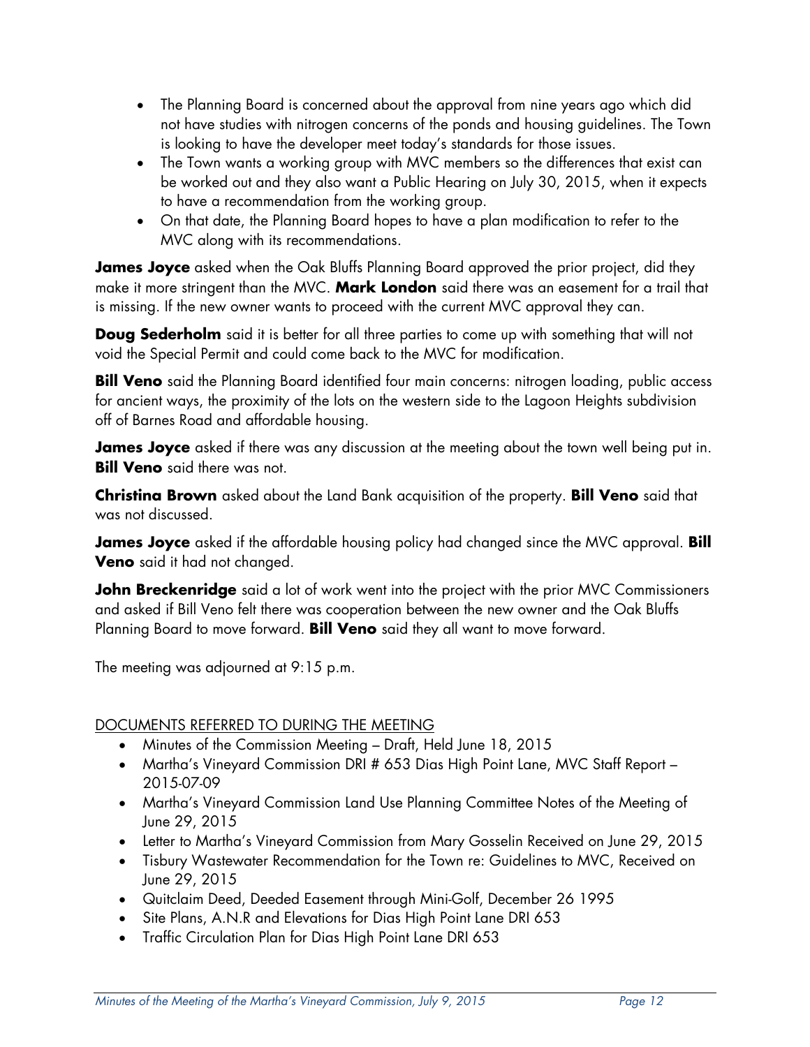- The Planning Board is concerned about the approval from nine years ago which did not have studies with nitrogen concerns of the ponds and housing guidelines. The Town is looking to have the developer meet today's standards for those issues.
- The Town wants a working group with MVC members so the differences that exist can be worked out and they also want a Public Hearing on July 30, 2015, when it expects to have a recommendation from the working group.
- On that date, the Planning Board hopes to have a plan modification to refer to the MVC along with its recommendations.

**James Joyce** asked when the Oak Bluffs Planning Board approved the prior project, did they make it more stringent than the MVC. **Mark London** said there was an easement for a trail that is missing. If the new owner wants to proceed with the current MVC approval they can.

**Doug Sederholm** said it is better for all three parties to come up with something that will not void the Special Permit and could come back to the MVC for modification.

**Bill Veno** said the Planning Board identified four main concerns: nitrogen loading, public access for ancient ways, the proximity of the lots on the western side to the Lagoon Heights subdivision off of Barnes Road and affordable housing.

**James Joyce** asked if there was any discussion at the meeting about the town well being put in. **Bill Veno** said there was not.

**Christina Brown** asked about the Land Bank acquisition of the property. **Bill Veno** said that was not discussed.

**James Joyce** asked if the affordable housing policy had changed since the MVC approval. **Bill Veno** said it had not changed.

**John Breckenridge** said a lot of work went into the project with the prior MVC Commissioners and asked if Bill Veno felt there was cooperation between the new owner and the Oak Bluffs Planning Board to move forward. **Bill Veno** said they all want to move forward.

The meeting was adjourned at 9:15 p.m.

<u>DOCUMENTS REFERRED TO DURING THE MEETING</u>

- Minutes of the Commission Meeting – Draft, Held June 18, 2015
- Martha's Vineyard Commission DRI # 653 Dias High Point Lane, MVC Staff Report – 2015-07-09
- Martha's Vineyard Commission Land Use Planning Committee Notes of the Meeting of June 29, 2015
- Letter to Martha's Vineyard Commission from Mary Gosselin Received on June 29, 2015
- Tisbury Wastewater Recommendation for the Town re: Guidelines to MVC, Received on June 29, 2015
- Quitclaim Deed, Deeded Easement through Mini-Golf, December 26 1995
- Site Plans, A.N.R and Elevations for Dias High Point Lane DRI 653
- Traffic Circulation Plan for Dias High Point Lane DRI 653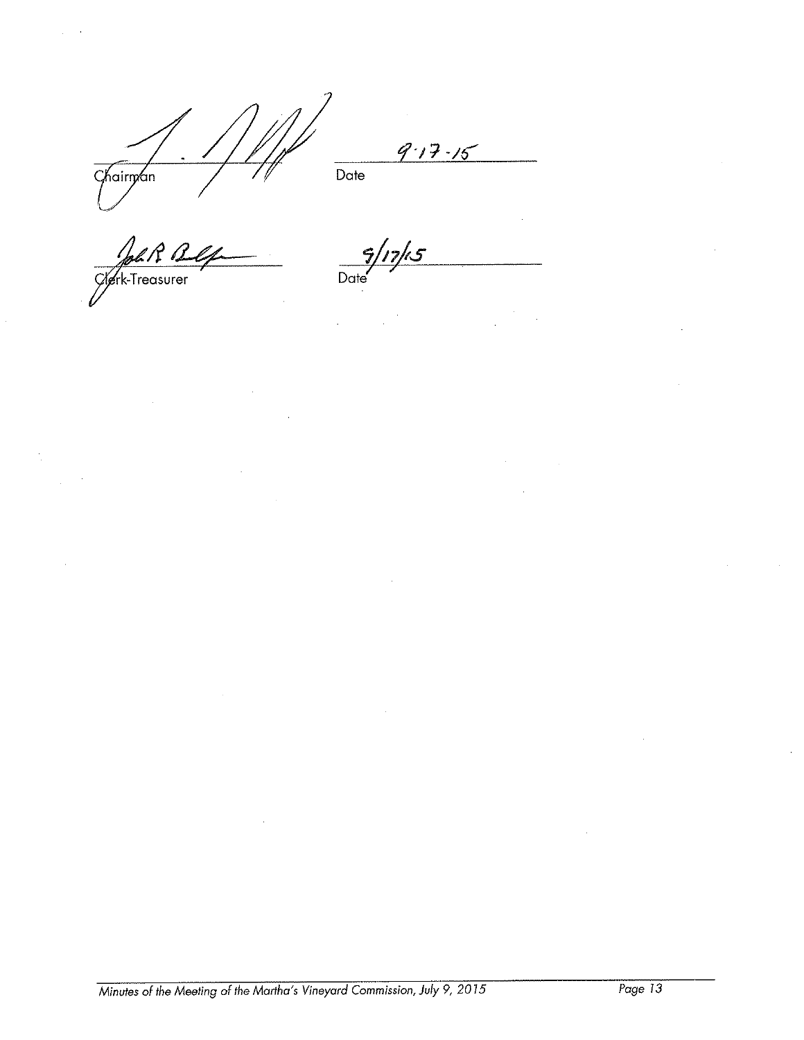Chairman ______________________ Date 9-17-15

Clerk-Treasurer ______________________ Date 9/17/15